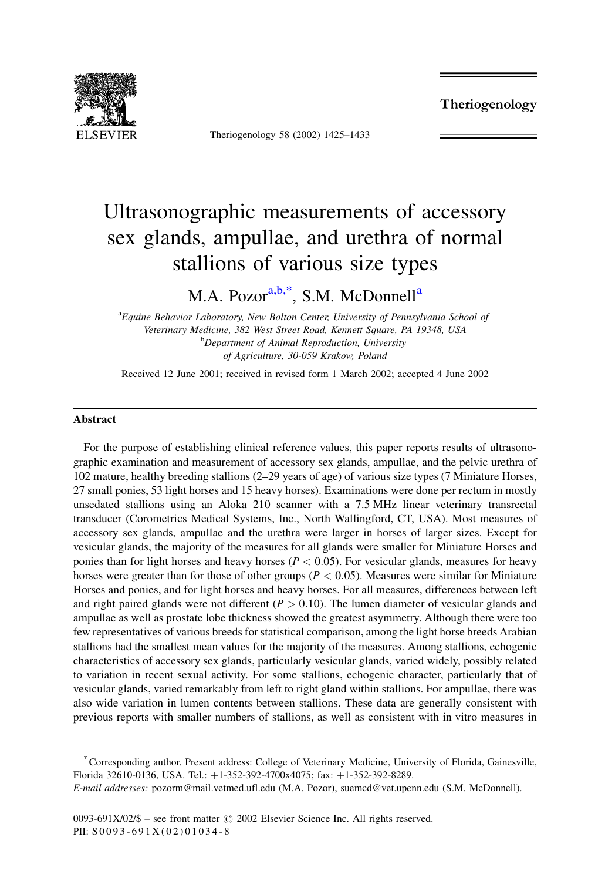# Ultrasonographic measurements of accessory sex glands, ampullae, and urethra of normal stallions of various size types

M.A. Pozor[a,b,*], S.M. McDonnell[a]

[a] *Equine Behavior Laboratory, New Bolton Center, University of Pennsylvania School of Veterinary Medicine, 382 West Street Road, Kennett Square, PA 19348, USA*

[b] *Department of Animal Reproduction, University of Agriculture, 30-059 Krakow, Poland*

Received 12 June 2001; received in revised form 1 March 2002; accepted 4 June 2002

## Abstract

For the purpose of establishing clinical reference values, this paper reports results of ultrasonographic examination and measurement of accessory sex glands, ampullae, and the pelvic urethra of 102 mature, healthy breeding stallions (2–29 years of age) of various size types (7 Miniature Horses, 27 small ponies, 53 light horses and 15 heavy horses). Examinations were done per rectum in mostly unsedated stallions using an Aloka 210 scanner with a 7.5 MHz linear veterinary transrectal transducer (Corometrics Medical Systems, Inc., North Wallingford, CT, USA). Most measures of accessory sex glands, ampullae and the urethra were larger in horses of larger sizes. Except for vesicular glands, the majority of the measures for all glands were smaller for Miniature Horses and ponies than for light horses and heavy horses ($P < 0.05$). For vesicular glands, measures for heavy horses were greater than for those of other groups ($P < 0.05$). Measures were similar for Miniature Horses and ponies, and for light horses and heavy horses. For all measures, differences between left and right paired glands were not different ($P > 0.10$). The lumen diameter of vesicular glands and ampullae as well as prostate lobe thickness showed the greatest asymmetry. Although there were too few representatives of various breeds for statistical comparison, among the light horse breeds Arabian stallions had the smallest mean values for the majority of the measures. Among stallions, echogenic characteristics of accessory sex glands, particularly vesicular glands, varied widely, possibly related to variation in recent sexual activity. For some stallions, echogenic character, particularly that of vesicular glands, varied remarkably from left to right gland within stallions. For ampullae, there was also wide variation in lumen contents between stallions. These data are generally consistent with previous reports with smaller numbers of stallions, as well as consistent with in vitro measures in

---

\* Corresponding author. Present address: College of Veterinary Medicine, University of Florida, Gainesville, Florida 32610-0136, USA. Tel.: +1-352-392-4700x4075; fax: +1-352-392-8289.

*E-mail addresses:* pozorm@mail.vetmed.ufl.edu (M.A. Pozor), suemcd@vet.upenn.edu (S.M. McDonnell).

0093-691X/02/$ – see front matter © 2002 Elsevier Science Inc. All rights reserved.
PII: S0093-691X(02)01034-8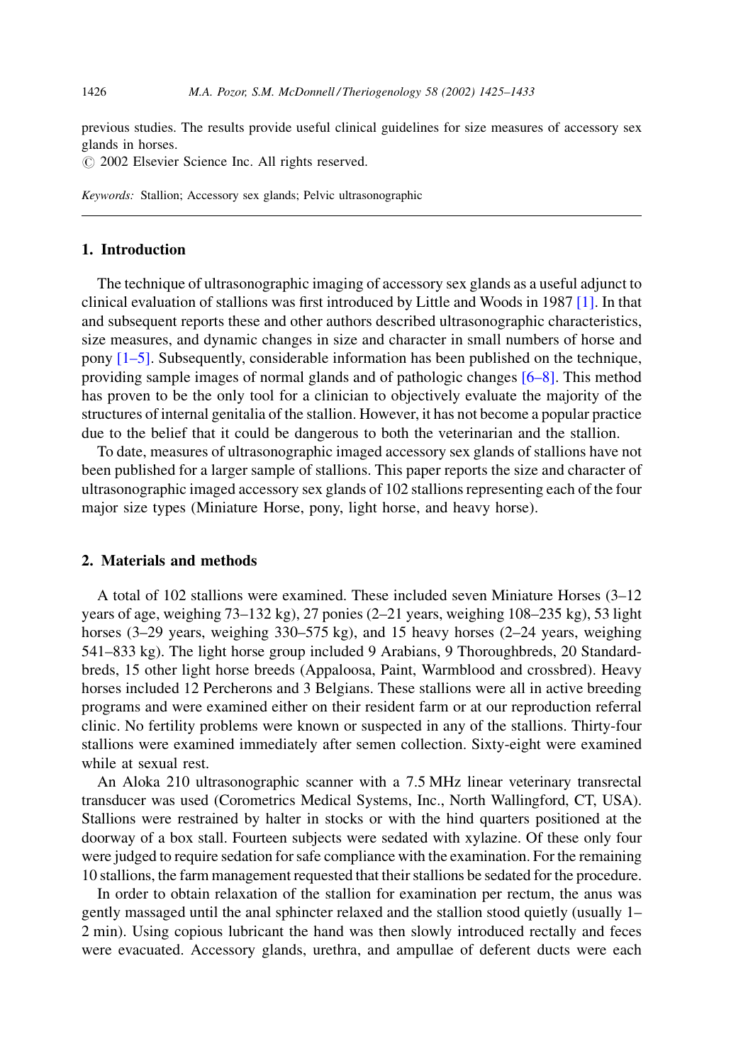previous studies. The results provide useful clinical guidelines for size measures of accessory sex glands in horses.

© 2002 Elsevier Science Inc. All rights reserved.

*Keywords:* Stallion; Accessory sex glands; Pelvic ultrasonographic

## 1. Introduction

The technique of ultrasonographic imaging of accessory sex glands as a useful adjunct to clinical evaluation of stallions was first introduced by Little and Woods in 1987 [1]. In that and subsequent reports these and other authors described ultrasonographic characteristics, size measures, and dynamic changes in size and character in small numbers of horse and pony [1–5]. Subsequently, considerable information has been published on the technique, providing sample images of normal glands and of pathologic changes [6–8]. This method has proven to be the only tool for a clinician to objectively evaluate the majority of the structures of internal genitalia of the stallion. However, it has not become a popular practice due to the belief that it could be dangerous to both the veterinarian and the stallion.

To date, measures of ultrasonographic imaged accessory sex glands of stallions have not been published for a larger sample of stallions. This paper reports the size and character of ultrasonographic imaged accessory sex glands of 102 stallions representing each of the four major size types (Miniature Horse, pony, light horse, and heavy horse).

## 2. Materials and methods

A total of 102 stallions were examined. These included seven Miniature Horses (3–12 years of age, weighing 73–132 kg), 27 ponies (2–21 years, weighing 108–235 kg), 53 light horses (3–29 years, weighing 330–575 kg), and 15 heavy horses (2–24 years, weighing 541–833 kg). The light horse group included 9 Arabians, 9 Thoroughbreds, 20 Standardbreds, 15 other light horse breeds (Appaloosa, Paint, Warmblood and crossbred). Heavy horses included 12 Percherons and 3 Belgians. These stallions were all in active breeding programs and were examined either on their resident farm or at our reproduction referral clinic. No fertility problems were known or suspected in any of the stallions. Thirty-four stallions were examined immediately after semen collection. Sixty-eight were examined while at sexual rest.

An Aloka 210 ultrasonographic scanner with a 7.5 MHz linear veterinary transrectal transducer was used (Corometrics Medical Systems, Inc., North Wallingford, CT, USA). Stallions were restrained by halter in stocks or with the hind quarters positioned at the doorway of a box stall. Fourteen subjects were sedated with xylazine. Of these only four were judged to require sedation for safe compliance with the examination. For the remaining 10 stallions, the farm management requested that their stallions be sedated for the procedure.

In order to obtain relaxation of the stallion for examination per rectum, the anus was gently massaged until the anal sphincter relaxed and the stallion stood quietly (usually 1–2 min). Using copious lubricant the hand was then slowly introduced rectally and feces were evacuated. Accessory glands, urethra, and ampullae of deferent ducts were each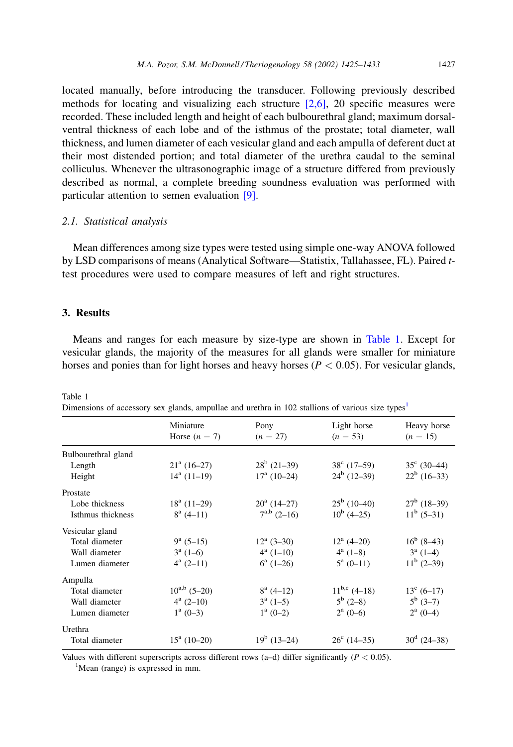located manually, before introducing the transducer. Following previously described methods for locating and visualizing each structure [2,6], 20 specific measures were recorded. These included length and height of each bulbourethral gland; maximum dorsal-ventral thickness of each lobe and of the isthmus of the prostate; total diameter, wall thickness, and lumen diameter of each vesicular gland and each ampulla of deferent duct at their most distended portion; and total diameter of the urethra caudal to the seminal colliculus. Whenever the ultrasonographic image of a structure differed from previously described as normal, a complete breeding soundness evaluation was performed with particular attention to semen evaluation [9].

### 2.1. Statistical analysis

Mean differences among size types were tested using simple one-way ANOVA followed by LSD comparisons of means (Analytical Software—Statistix, Tallahassee, FL). Paired *t*-test procedures were used to compare measures of left and right structures.

## 3. Results

Means and ranges for each measure by size-type are shown in Table 1. Except for vesicular glands, the majority of the measures for all glands were smaller for miniature horses and ponies than for light horses and heavy horses ($P < 0.05$). For vesicular glands,

Table 1
Dimensions of accessory sex glands, ampullae and urethra in 102 stallions of various size types[1]

| | Miniature Horse ($n = 7$) | Pony ($n = 27$) | Light horse ($n = 53$) | Heavy horse ($n = 15$) |
|---|---|---|---|---|
| Bulbourethral gland | | | | |
| Length | $21^{a}$ (16–27) | $28^{b}$ (21–39) | $38^{c}$ (17–59) | $35^{c}$ (30–44) |
| Height | $14^{a}$ (11–19) | $17^{a}$ (10–24) | $24^{b}$ (12–39) | $22^{b}$ (16–33) |
| Prostate | | | | |
| Lobe thickness | $18^{a}$ (11–29) | $20^{a}$ (14–27) | $25^{b}$ (10–40) | $27^{b}$ (18–39) |
| Isthmus thickness | $8^{a}$ (4–11) | $7^{a,b}$ (2–16) | $10^{b}$ (4–25) | $11^{b}$ (5–31) |
| Vesicular gland | | | | |
| Total diameter | $9^{a}$ (5–15) | $12^{a}$ (3–30) | $12^{a}$ (4–20) | $16^{b}$ (8–43) |
| Wall diameter | $3^{a}$ (1–6) | $4^{a}$ (1–10) | $4^{a}$ (1–8) | $3^{a}$ (1–4) |
| Lumen diameter | $4^{a}$ (2–11) | $6^{a}$ (1–26) | $5^{a}$ (0–11) | $11^{b}$ (2–39) |
| Ampulla | | | | |
| Total diameter | $10^{a,b}$ (5–20) | $8^{a}$ (4–12) | $11^{b,c}$ (4–18) | $13^{c}$ (6–17) |
| Wall diameter | $4^{a}$ (2–10) | $3^{a}$ (1–5) | $5^{b}$ (2–8) | $5^{b}$ (3–7) |
| Lumen diameter | $1^{a}$ (0–3) | $1^{a}$ (0–2) | $2^{a}$ (0–6) | $2^{a}$ (0–4) |
| Urethra | | | | |
| Total diameter | $15^{a}$ (10–20) | $19^{b}$ (13–24) | $26^{c}$ (14–35) | $30^{d}$ (24–38) |

Values with different superscripts across different rows (a–d) differ significantly ($P < 0.05$).
[1]Mean (range) is expressed in mm.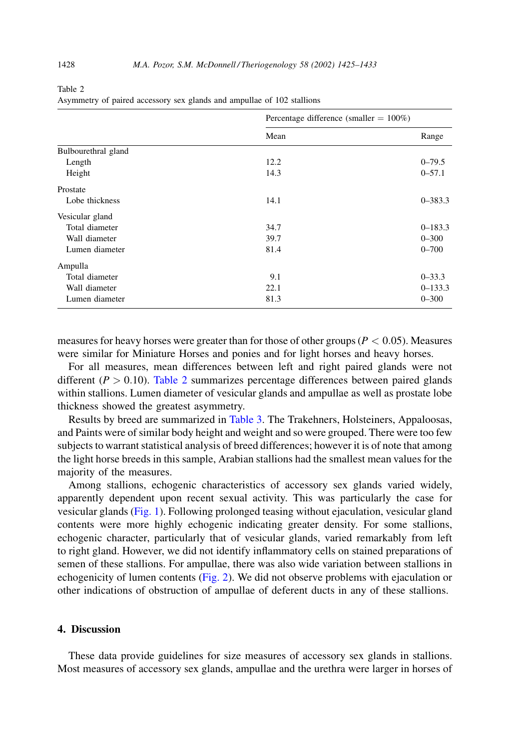Table 2
Asymmetry of paired accessory sex glands and ampullae of 102 stallions

| | Percentage difference (smaller = 100%) | |
|---|---|---|
| | Mean | Range |
| Bulbourethral gland | | |
| Length | 12.2 | 0–79.5 |
| Height | 14.3 | 0–57.1 |
| Prostate | | |
| Lobe thickness | 14.1 | 0–383.3 |
| Vesicular gland | | |
| Total diameter | 34.7 | 0–183.3 |
| Wall diameter | 39.7 | 0–300 |
| Lumen diameter | 81.4 | 0–700 |
| Ampulla | | |
| Total diameter | 9.1 | 0–33.3 |
| Wall diameter | 22.1 | 0–133.3 |
| Lumen diameter | 81.3 | 0–300 |

measures for heavy horses were greater than for those of other groups ($P < 0.05$). Measures were similar for Miniature Horses and ponies and for light horses and heavy horses.

For all measures, mean differences between left and right paired glands were not different ($P > 0.10$). Table 2 summarizes percentage differences between paired glands within stallions. Lumen diameter of vesicular glands and ampullae as well as prostate lobe thickness showed the greatest asymmetry.

Results by breed are summarized in Table 3. The Trakehners, Holsteiners, Appaloosas, and Paints were of similar body height and weight and so were grouped. There were too few subjects to warrant statistical analysis of breed differences; however it is of note that among the light horse breeds in this sample, Arabian stallions had the smallest mean values for the majority of the measures.

Among stallions, echogenic characteristics of accessory sex glands varied widely, apparently dependent upon recent sexual activity. This was particularly the case for vesicular glands (Fig. 1). Following prolonged teasing without ejaculation, vesicular gland contents were more highly echogenic indicating greater density. For some stallions, echogenic character, particularly that of vesicular glands, varied remarkably from left to right gland. However, we did not identify inflammatory cells on stained preparations of semen of these stallions. For ampullae, there was also wide variation between stallions in echogenicity of lumen contents (Fig. 2). We did not observe problems with ejaculation or other indications of obstruction of ampullae of deferent ducts in any of these stallions.

## 4. Discussion

These data provide guidelines for size measures of accessory sex glands in stallions. Most measures of accessory sex glands, ampullae and the urethra were larger in horses of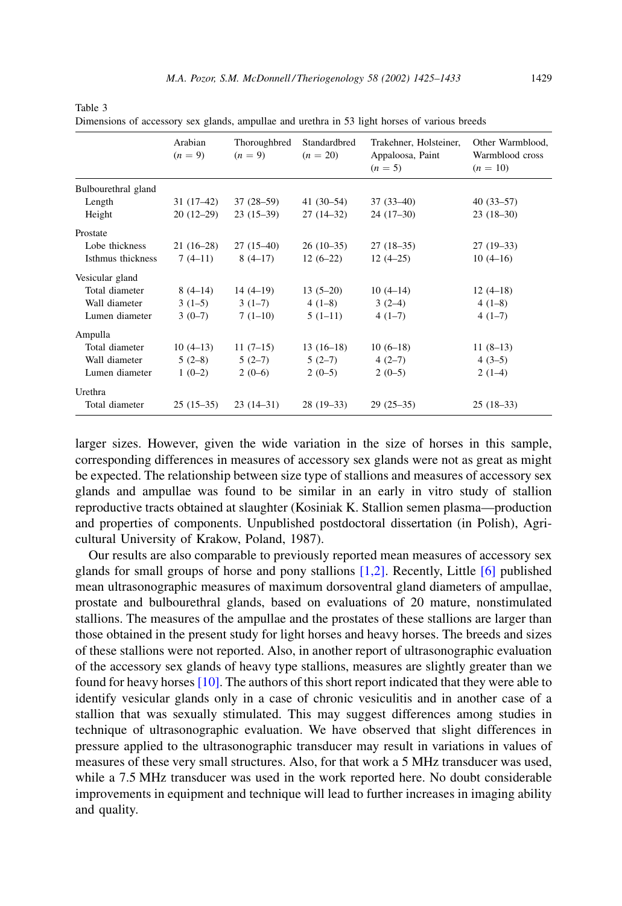Table 3
Dimensions of accessory sex glands, ampullae and urethra in 53 light horses of various breeds

| | Arabian ($n = 9$) | Thoroughbred ($n = 9$) | Standardbred ($n = 20$) | Trakehner, Holsteiner, Appaloosa, Paint ($n = 5$) | Other Warmblood, Warmblood cross ($n = 10$) |
|---|---|---|---|---|---|
| Bulbourethral gland | | | | | |
| Length | 31 (17–42) | 37 (28–59) | 41 (30–54) | 37 (33–40) | 40 (33–57) |
| Height | 20 (12–29) | 23 (15–39) | 27 (14–32) | 24 (17–30) | 23 (18–30) |
| Prostate | | | | | |
| Lobe thickness | 21 (16–28) | 27 (15–40) | 26 (10–35) | 27 (18–35) | 27 (19–33) |
| Isthmus thickness | 7 (4–11) | 8 (4–17) | 12 (6–22) | 12 (4–25) | 10 (4–16) |
| Vesicular gland | | | | | |
| Total diameter | 8 (4–14) | 14 (4–19) | 13 (5–20) | 10 (4–14) | 12 (4–18) |
| Wall diameter | 3 (1–5) | 3 (1–7) | 4 (1–8) | 3 (2–4) | 4 (1–8) |
| Lumen diameter | 3 (0–7) | 7 (1–10) | 5 (1–11) | 4 (1–7) | 4 (1–7) |
| Ampulla | | | | | |
| Total diameter | 10 (4–13) | 11 (7–15) | 13 (16–18) | 10 (6–18) | 11 (8–13) |
| Wall diameter | 5 (2–8) | 5 (2–7) | 5 (2–7) | 4 (2–7) | 4 (3–5) |
| Lumen diameter | 1 (0–2) | 2 (0–6) | 2 (0–5) | 2 (0–5) | 2 (1–4) |
| Urethra | | | | | |
| Total diameter | 25 (15–35) | 23 (14–31) | 28 (19–33) | 29 (25–35) | 25 (18–33) |

larger sizes. However, given the wide variation in the size of horses in this sample, corresponding differences in measures of accessory sex glands were not as great as might be expected. The relationship between size type of stallions and measures of accessory sex glands and ampullae was found to be similar in an early in vitro study of stallion reproductive tracts obtained at slaughter (Kosiniak K. Stallion semen plasma—production and properties of components. Unpublished postdoctoral dissertation (in Polish), Agricultural University of Krakow, Poland, 1987).

Our results are also comparable to previously reported mean measures of accessory sex glands for small groups of horse and pony stallions [1,2]. Recently, Little [6] published mean ultrasonographic measures of maximum dorsoventral gland diameters of ampullae, prostate and bulbourethral glands, based on evaluations of 20 mature, nonstimulated stallions. The measures of the ampullae and the prostates of these stallions are larger than those obtained in the present study for light horses and heavy horses. The breeds and sizes of these stallions were not reported. Also, in another report of ultrasonographic evaluation of the accessory sex glands of heavy type stallions, measures are slightly greater than we found for heavy horses [10]. The authors of this short report indicated that they were able to identify vesicular glands only in a case of chronic vesiculitis and in another case of a stallion that was sexually stimulated. This may suggest differences among studies in technique of ultrasonographic evaluation. We have observed that slight differences in pressure applied to the ultrasonographic transducer may result in variations in values of measures of these very small structures. Also, for that work a 5 MHz transducer was used, while a 7.5 MHz transducer was used in the work reported here. No doubt considerable improvements in equipment and technique will lead to further increases in imaging ability and quality.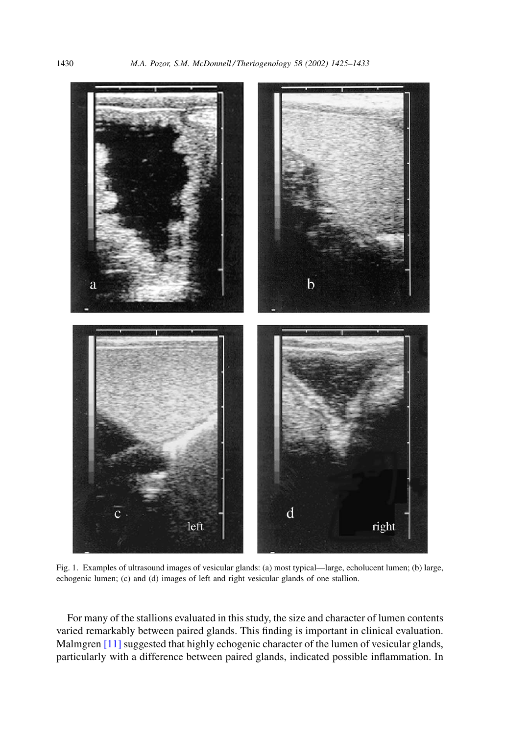Fig. 1. Examples of ultrasound images of vesicular glands: (a) most typical—large, echolucent lumen; (b) large, echogenic lumen; (c) and (d) images of left and right vesicular glands of one stallion.

For many of the stallions evaluated in this study, the size and character of lumen contents varied remarkably between paired glands. This finding is important in clinical evaluation. Malmgren [11] suggested that highly echogenic character of the lumen of vesicular glands, particularly with a difference between paired glands, indicated possible inflammation. In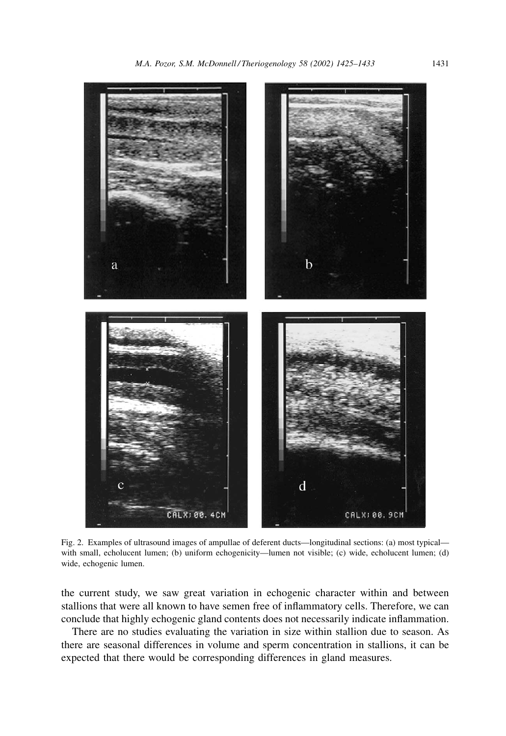Fig. 2. Examples of ultrasound images of ampullae of deferent ducts—longitudinal sections: (a) most typical—with small, echolucent lumen; (b) uniform echogenicity—lumen not visible; (c) wide, echolucent lumen; (d) wide, echogenic lumen.

the current study, we saw great variation in echogenic character within and between stallions that were all known to have semen free of inflammatory cells. Therefore, we can conclude that highly echogenic gland contents does not necessarily indicate inflammation.

There are no studies evaluating the variation in size within stallion due to season. As there are seasonal differences in volume and sperm concentration in stallions, it can be expected that there would be corresponding differences in gland measures.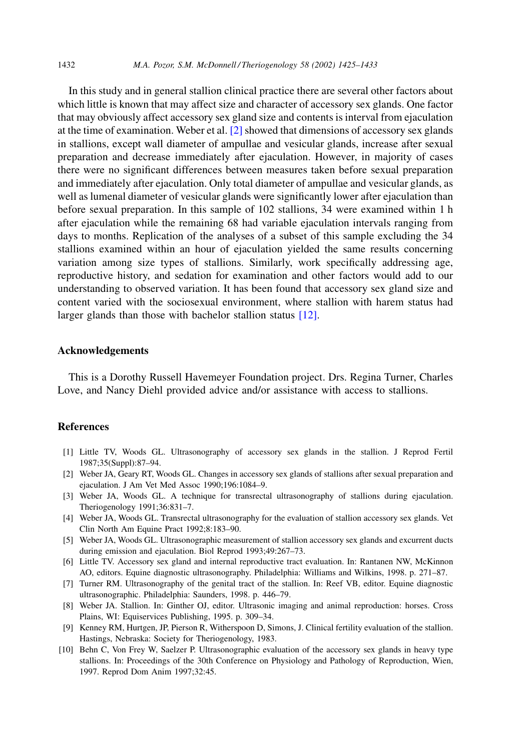In this study and in general stallion clinical practice there are several other factors about which little is known that may affect size and character of accessory sex glands. One factor that may obviously affect accessory sex gland size and contents is interval from ejaculation at the time of examination. Weber et al. [2] showed that dimensions of accessory sex glands in stallions, except wall diameter of ampullae and vesicular glands, increase after sexual preparation and decrease immediately after ejaculation. However, in majority of cases there were no significant differences between measures taken before sexual preparation and immediately after ejaculation. Only total diameter of ampullae and vesicular glands, as well as lumenal diameter of vesicular glands were significantly lower after ejaculation than before sexual preparation. In this sample of 102 stallions, 34 were examined within 1 h after ejaculation while the remaining 68 had variable ejaculation intervals ranging from days to months. Replication of the analyses of a subset of this sample excluding the 34 stallions examined within an hour of ejaculation yielded the same results concerning variation among size types of stallions. Similarly, work specifically addressing age, reproductive history, and sedation for examination and other factors would add to our understanding to observed variation. It has been found that accessory sex gland size and content varied with the sociosexual environment, where stallion with harem status had larger glands than those with bachelor stallion status [12].

## Acknowledgements

This is a Dorothy Russell Havemeyer Foundation project. Drs. Regina Turner, Charles Love, and Nancy Diehl provided advice and/or assistance with access to stallions.

## References

[1] Little TV, Woods GL. Ultrasonography of accessory sex glands in the stallion. J Reprod Fertil 1987;35(Suppl):87–94.

[2] Weber JA, Geary RT, Woods GL. Changes in accessory sex glands of stallions after sexual preparation and ejaculation. J Am Vet Med Assoc 1990;196:1084–9.

[3] Weber JA, Woods GL. A technique for transrectal ultrasonography of stallions during ejaculation. Theriogenology 1991;36:831–7.

[4] Weber JA, Woods GL. Transrectal ultrasonography for the evaluation of stallion accessory sex glands. Vet Clin North Am Equine Pract 1992;8:183–90.

[5] Weber JA, Woods GL. Ultrasonographic measurement of stallion accessory sex glands and excurrent ducts during emission and ejaculation. Biol Reprod 1993;49:267–73.

[6] Little TV. Accessory sex gland and internal reproductive tract evaluation. In: Rantanen NW, McKinnon AO, editors. Equine diagnostic ultrasonography. Philadelphia: Williams and Wilkins, 1998. p. 271–87.

[7] Turner RM. Ultrasonography of the genital tract of the stallion. In: Reef VB, editor. Equine diagnostic ultrasonographic. Philadelphia: Saunders, 1998. p. 446–79.

[8] Weber JA. Stallion. In: Ginther OJ, editor. Ultrasonic imaging and animal reproduction: horses. Cross Plains, WI: Equiservices Publishing, 1995. p. 309–34.

[9] Kenney RM, Hurtgen, JP, Pierson R, Witherspoon D, Simons, J. Clinical fertility evaluation of the stallion. Hastings, Nebraska: Society for Theriogenology, 1983.

[10] Behn C, Von Frey W, Saelzer P. Ultrasonographic evaluation of the accessory sex glands in heavy type stallions. In: Proceedings of the 30th Conference on Physiology and Pathology of Reproduction, Wien, 1997. Reprod Dom Anim 1997;32:45.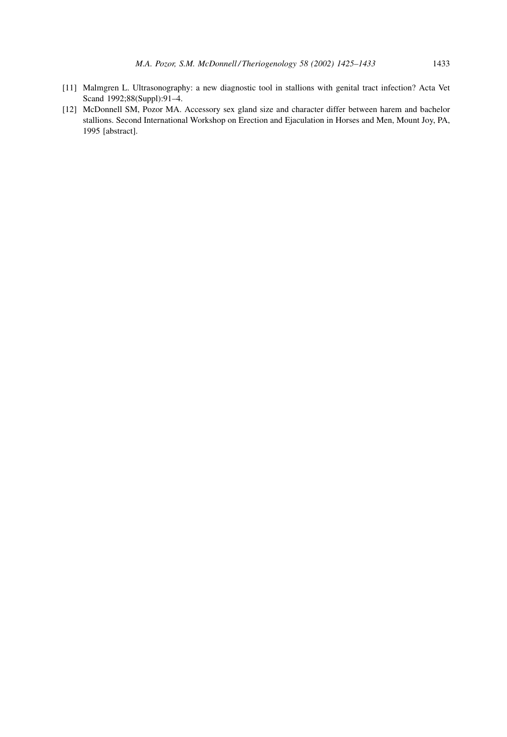[11] Malmgren L. Ultrasonography: a new diagnostic tool in stallions with genital tract infection? Acta Vet Scand 1992;88(Suppl):91–4.

[12] McDonnell SM, Pozor MA. Accessory sex gland size and character differ between harem and bachelor stallions. Second International Workshop on Erection and Ejaculation in Horses and Men, Mount Joy, PA, 1995 [abstract].